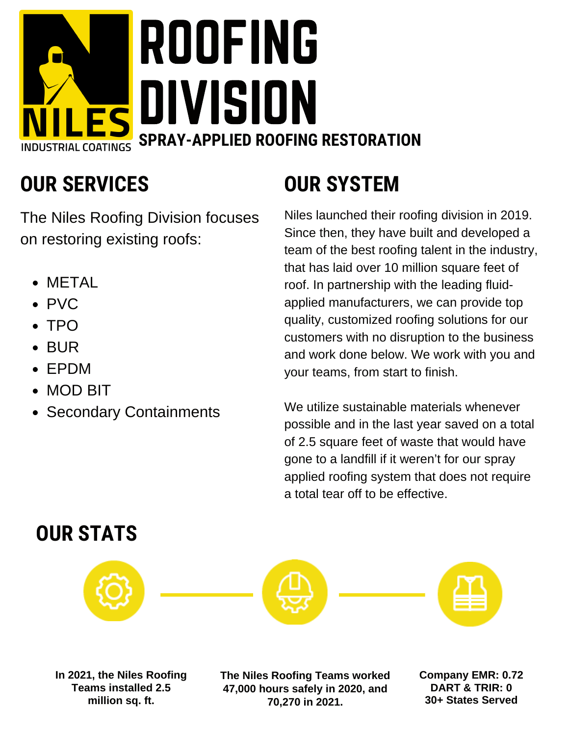NILES
INDUSTRIAL COATINGS

# ROOFING DIVISION

**SPRAY-APPLIED ROOFING RESTORATION**

## OUR SERVICES

The Niles Roofing Division focuses on restoring existing roofs:

- METAL
- PVC
- TPO
- BUR
- EPDM
- MOD BIT
- Secondary Containments

## OUR SYSTEM

Niles launched their roofing division in 2019. Since then, they have built and developed a team of the best roofing talent in the industry, that has laid over 10 million square feet of roof. In partnership with the leading fluid-applied manufacturers, we can provide top quality, customized roofing solutions for our customers with no disruption to the business and work done below. We work with you and your teams, from start to finish.

We utilize sustainable materials whenever possible and in the last year saved on a total of 2.5 square feet of waste that would have gone to a landfill if it weren't for our spray applied roofing system that does not require a total tear off to be effective.

## OUR STATS

**In 2021, the Niles Roofing Teams installed 2.5 million sq. ft.**

**The Niles Roofing Teams worked 47,000 hours safely in 2020, and 70,270 in 2021.**

**Company EMR: 0.72**
**DART & TRIR: 0**
**30+ States Served**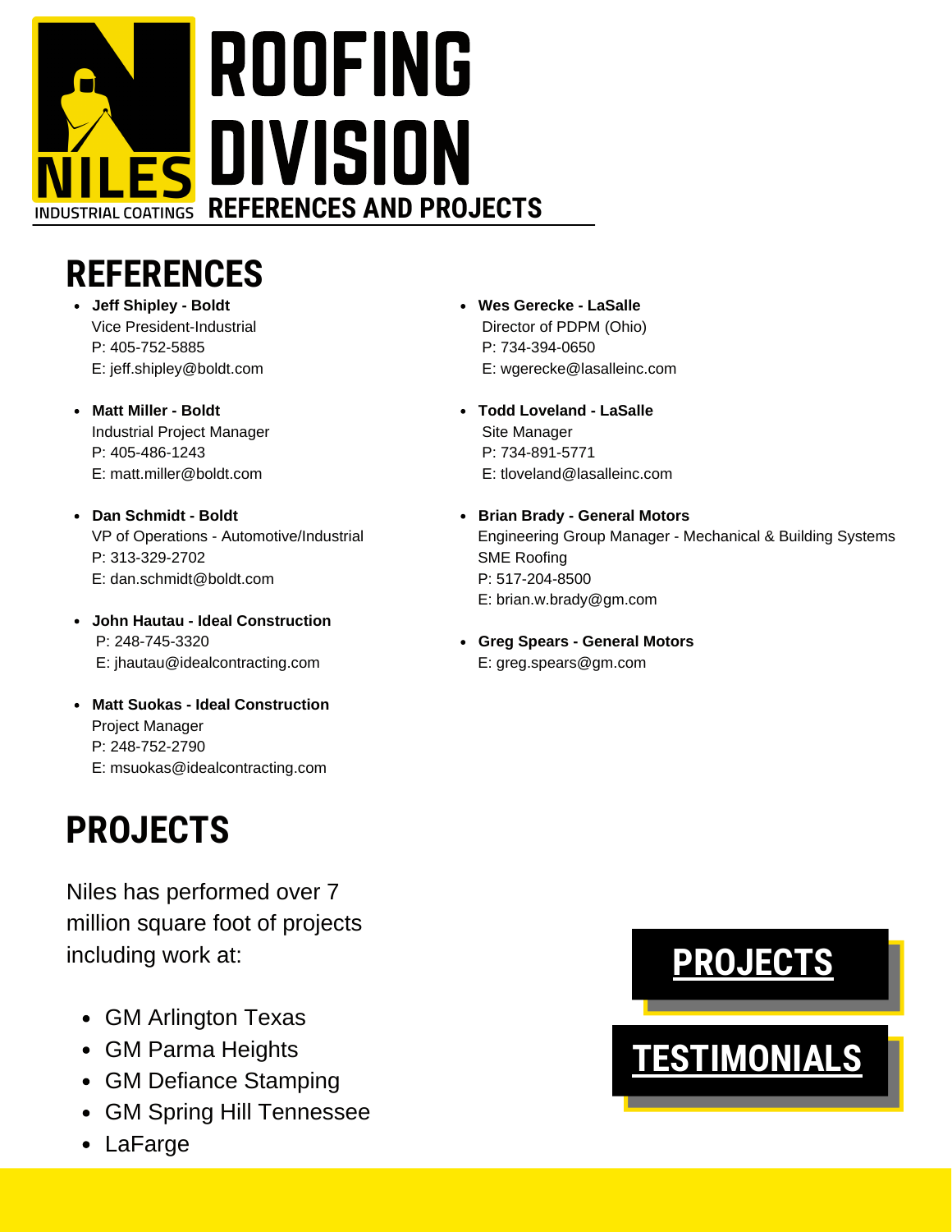NILES

INDUSTRIAL COATINGS

# ROOFING DIVISION

## REFERENCES AND PROJECTS

## REFERENCES

- **Jeff Shipley - Boldt**
  Vice President-Industrial
  P: 405-752-5885
  E: jeff.shipley@boldt.com

- **Matt Miller - Boldt**
  Industrial Project Manager
  P: 405-486-1243
  E: matt.miller@boldt.com

- **Dan Schmidt - Boldt**
  VP of Operations - Automotive/Industrial
  P: 313-329-2702
  E: dan.schmidt@boldt.com

- **John Hautau - Ideal Construction**
  P: 248-745-3320
  E: jhautau@idealcontracting.com

- **Matt Suokas - Ideal Construction**
  Project Manager
  P: 248-752-2790
  E: msuokas@idealcontracting.com

- **Wes Gerecke - LaSalle**
  Director of PDPM (Ohio)
  P: 734-394-0650
  E: wgerecke@lasalleinc.com

- **Todd Loveland - LaSalle**
  Site Manager
  P: 734-891-5771
  E: tloveland@lasalleinc.com

- **Brian Brady - General Motors**
  Engineering Group Manager - Mechanical & Building Systems
  SME Roofing
  P: 517-204-8500
  E: brian.w.brady@gm.com

- **Greg Spears - General Motors**
  E: greg.spears@gm.com

## PROJECTS

Niles has performed over 7 million square foot of projects including work at:

- GM Arlington Texas
- GM Parma Heights
- GM Defiance Stamping
- GM Spring Hill Tennessee
- LaFarge

**PROJECTS**

**TESTIMONIALS**